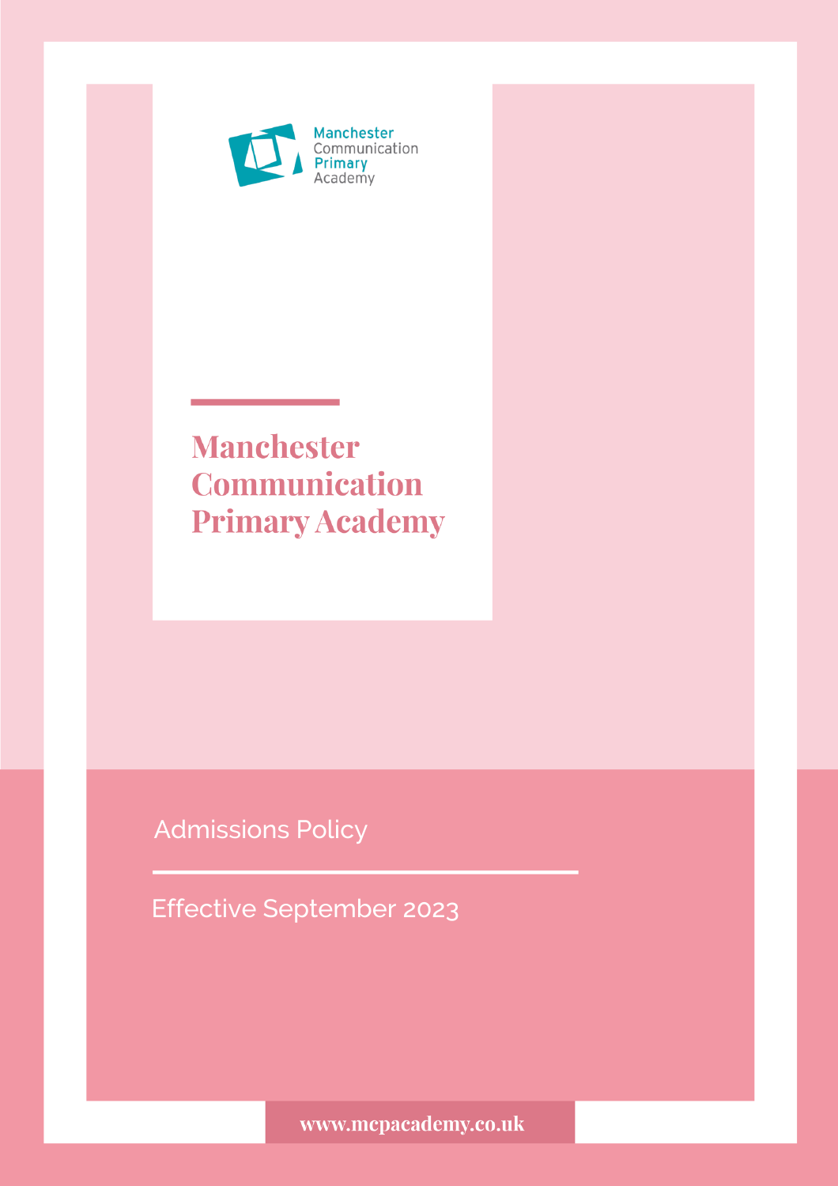Manchester Communication Primary Academy

# Manchester Communication Primary Academy

## Admissions Policy

Effective September 2023

www.mcpacademy.co.uk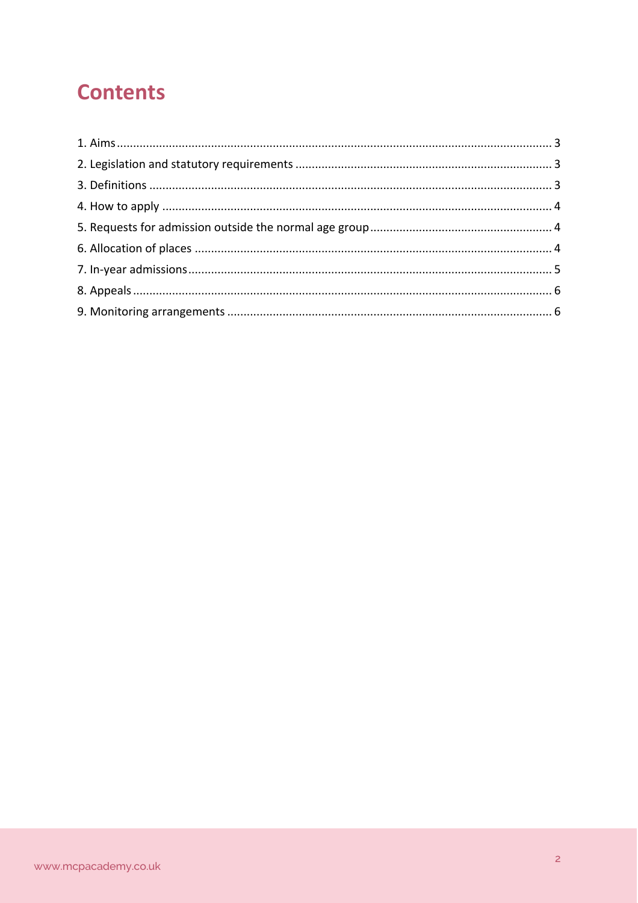# Contents

1. Aims ..................................................................................................................................... 3
2. Legislation and statutory requirements ............................................................................ 3
3. Definitions .......................................................................................................................... 3
4. How to apply ....................................................................................................................... 4
5. Requests for admission outside the normal age group ...................................................... 4
6. Allocation of places ............................................................................................................ 4
7. In-year admissions .............................................................................................................. 5
8. Appeals ................................................................................................................................ 6
9. Monitoring arrangements ................................................................................................... 6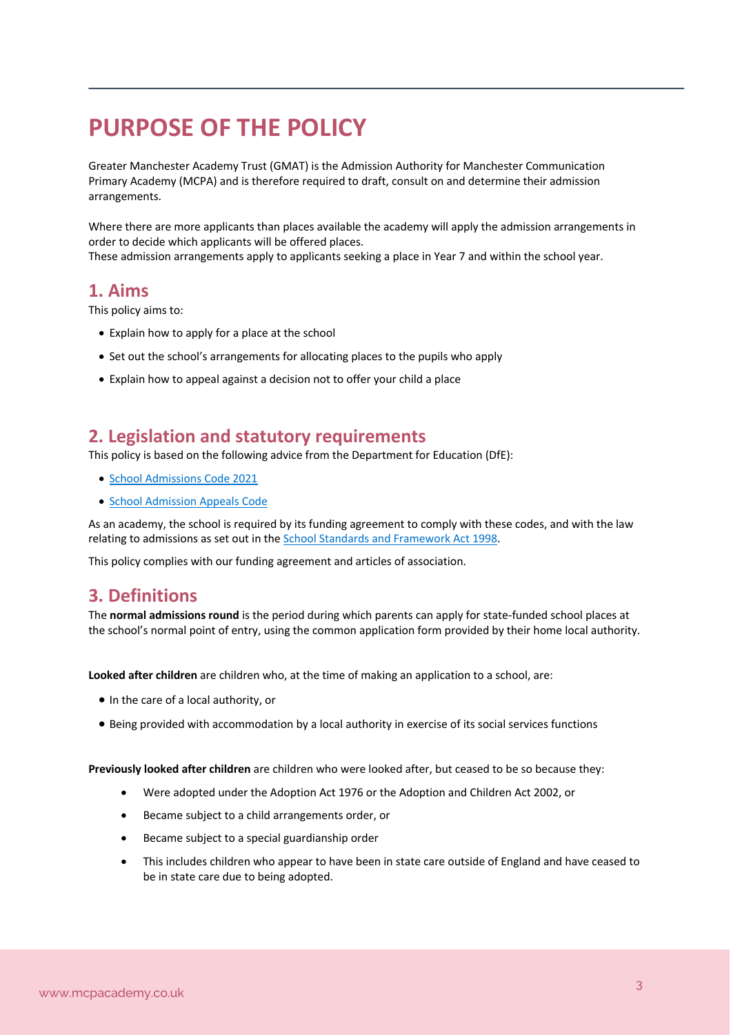# PURPOSE OF THE POLICY

Greater Manchester Academy Trust (GMAT) is the Admission Authority for Manchester Communication Primary Academy (MCPA) and is therefore required to draft, consult on and determine their admission arrangements.

Where there are more applicants than places available the academy will apply the admission arrangements in order to decide which applicants will be offered places.
These admission arrangements apply to applicants seeking a place in Year 7 and within the school year.

## 1. Aims

This policy aims to:

- Explain how to apply for a place at the school
- Set out the school's arrangements for allocating places to the pupils who apply
- Explain how to appeal against a decision not to offer your child a place

## 2. Legislation and statutory requirements

This policy is based on the following advice from the Department for Education (DfE):

- School Admissions Code 2021
- School Admission Appeals Code

As an academy, the school is required by its funding agreement to comply with these codes, and with the law relating to admissions as set out in the School Standards and Framework Act 1998.

This policy complies with our funding agreement and articles of association.

## 3. Definitions

The **normal admissions round** is the period during which parents can apply for state-funded school places at the school's normal point of entry, using the common application form provided by their home local authority.

**Looked after children** are children who, at the time of making an application to a school, are:

- In the care of a local authority, or
- Being provided with accommodation by a local authority in exercise of its social services functions

**Previously looked after children** are children who were looked after, but ceased to be so because they:

- Were adopted under the Adoption Act 1976 or the Adoption and Children Act 2002, or
- Became subject to a child arrangements order, or
- Became subject to a special guardianship order
- This includes children who appear to have been in state care outside of England and have ceased to be in state care due to being adopted.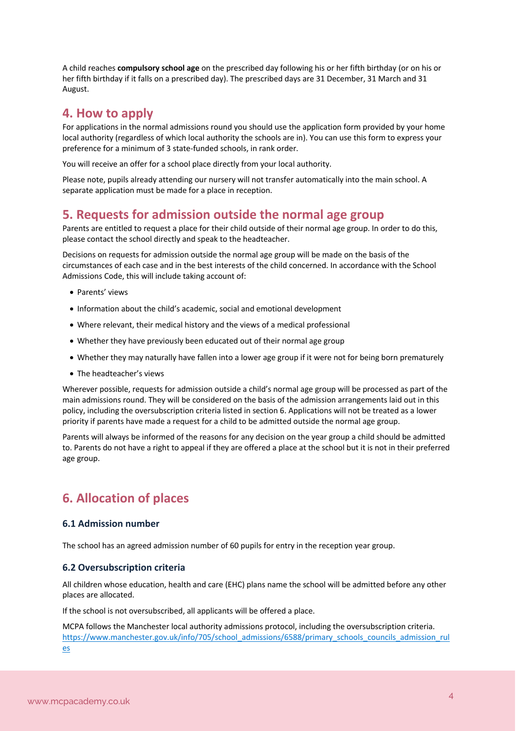A child reaches **compulsory school age** on the prescribed day following his or her fifth birthday (or on his or her fifth birthday if it falls on a prescribed day). The prescribed days are 31 December, 31 March and 31 August.

## 4. How to apply

For applications in the normal admissions round you should use the application form provided by your home local authority (regardless of which local authority the schools are in). You can use this form to express your preference for a minimum of 3 state-funded schools, in rank order.

You will receive an offer for a school place directly from your local authority.

Please note, pupils already attending our nursery will not transfer automatically into the main school. A separate application must be made for a place in reception.

## 5. Requests for admission outside the normal age group

Parents are entitled to request a place for their child outside of their normal age group. In order to do this, please contact the school directly and speak to the headteacher.

Decisions on requests for admission outside the normal age group will be made on the basis of the circumstances of each case and in the best interests of the child concerned. In accordance with the School Admissions Code, this will include taking account of:

- Parents' views
- Information about the child's academic, social and emotional development
- Where relevant, their medical history and the views of a medical professional
- Whether they have previously been educated out of their normal age group
- Whether they may naturally have fallen into a lower age group if it were not for being born prematurely
- The headteacher's views

Wherever possible, requests for admission outside a child's normal age group will be processed as part of the main admissions round. They will be considered on the basis of the admission arrangements laid out in this policy, including the oversubscription criteria listed in section 6. Applications will not be treated as a lower priority if parents have made a request for a child to be admitted outside the normal age group.

Parents will always be informed of the reasons for any decision on the year group a child should be admitted to. Parents do not have a right to appeal if they are offered a place at the school but it is not in their preferred age group.

## 6. Allocation of places

### 6.1 Admission number

The school has an agreed admission number of 60 pupils for entry in the reception year group.

### 6.2 Oversubscription criteria

All children whose education, health and care (EHC) plans name the school will be admitted before any other places are allocated.

If the school is not oversubscribed, all applicants will be offered a place.

MCPA follows the Manchester local authority admissions protocol, including the oversubscription criteria. https://www.manchester.gov.uk/info/705/school_admissions/6588/primary_schools_councils_admission_rules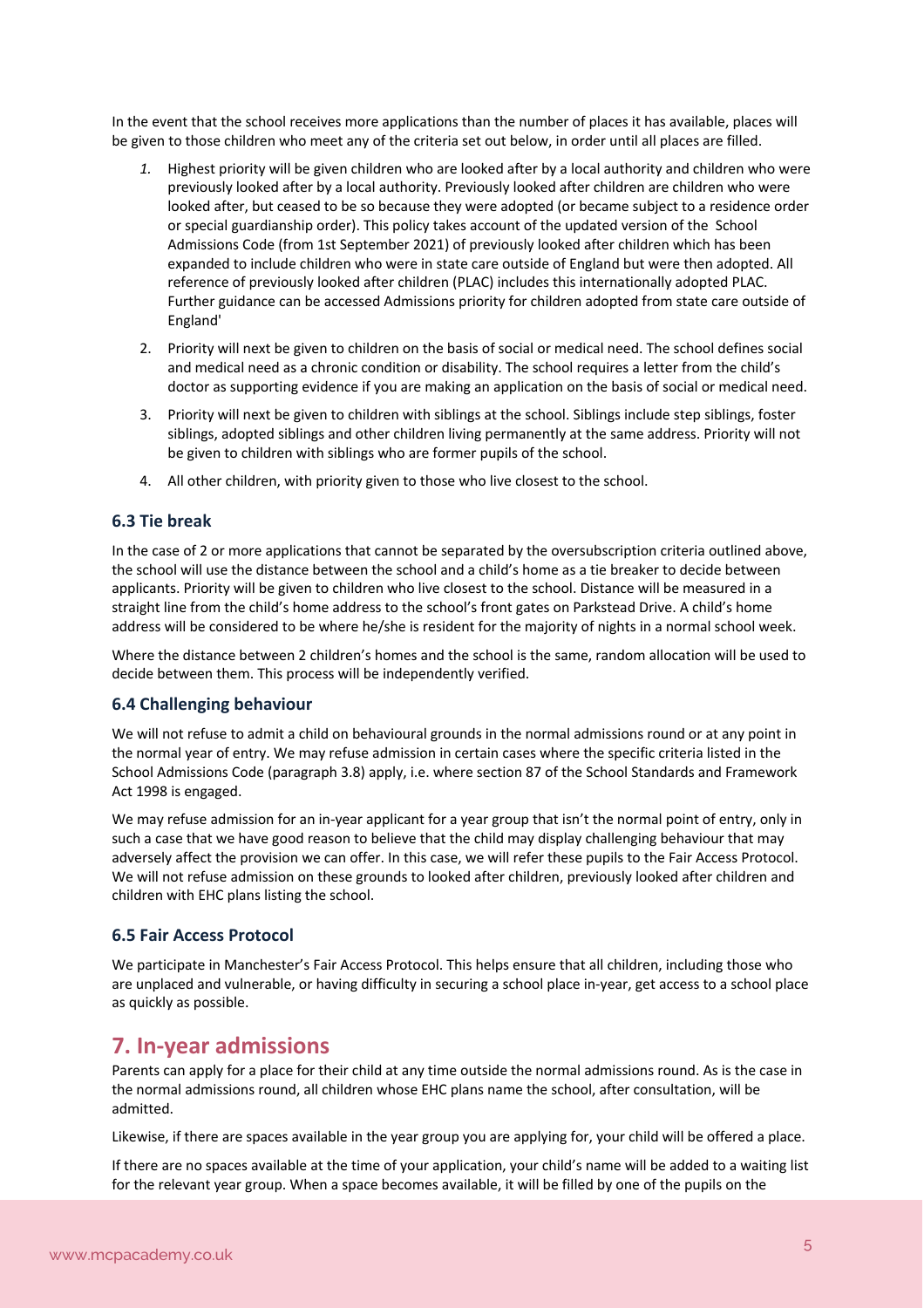In the event that the school receives more applications than the number of places it has available, places will be given to those children who meet any of the criteria set out below, in order until all places are filled.

1. Highest priority will be given children who are looked after by a local authority and children who were previously looked after by a local authority. Previously looked after children are children who were looked after, but ceased to be so because they were adopted (or became subject to a residence order or special guardianship order). This policy takes account of the updated version of the School Admissions Code (from 1st September 2021) of previously looked after children which has been expanded to include children who were in state care outside of England but were then adopted. All reference of previously looked after children (PLAC) includes this internationally adopted PLAC. Further guidance can be accessed Admissions priority for children adopted from state care outside of England'
2. Priority will next be given to children on the basis of social or medical need. The school defines social and medical need as a chronic condition or disability. The school requires a letter from the child's doctor as supporting evidence if you are making an application on the basis of social or medical need.
3. Priority will next be given to children with siblings at the school. Siblings include step siblings, foster siblings, adopted siblings and other children living permanently at the same address. Priority will not be given to children with siblings who are former pupils of the school.
4. All other children, with priority given to those who live closest to the school.

### 6.3 Tie break

In the case of 2 or more applications that cannot be separated by the oversubscription criteria outlined above, the school will use the distance between the school and a child's home as a tie breaker to decide between applicants. Priority will be given to children who live closest to the school. Distance will be measured in a straight line from the child's home address to the school's front gates on Parkstead Drive. A child's home address will be considered to be where he/she is resident for the majority of nights in a normal school week.

Where the distance between 2 children's homes and the school is the same, random allocation will be used to decide between them. This process will be independently verified.

### 6.4 Challenging behaviour

We will not refuse to admit a child on behavioural grounds in the normal admissions round or at any point in the normal year of entry. We may refuse admission in certain cases where the specific criteria listed in the School Admissions Code (paragraph 3.8) apply, i.e. where section 87 of the School Standards and Framework Act 1998 is engaged.

We may refuse admission for an in-year applicant for a year group that isn't the normal point of entry, only in such a case that we have good reason to believe that the child may display challenging behaviour that may adversely affect the provision we can offer. In this case, we will refer these pupils to the Fair Access Protocol. We will not refuse admission on these grounds to looked after children, previously looked after children and children with EHC plans listing the school.

### 6.5 Fair Access Protocol

We participate in Manchester's Fair Access Protocol. This helps ensure that all children, including those who are unplaced and vulnerable, or having difficulty in securing a school place in-year, get access to a school place as quickly as possible.

## 7. In-year admissions

Parents can apply for a place for their child at any time outside the normal admissions round. As is the case in the normal admissions round, all children whose EHC plans name the school, after consultation, will be admitted.

Likewise, if there are spaces available in the year group you are applying for, your child will be offered a place.

If there are no spaces available at the time of your application, your child's name will be added to a waiting list for the relevant year group. When a space becomes available, it will be filled by one of the pupils on the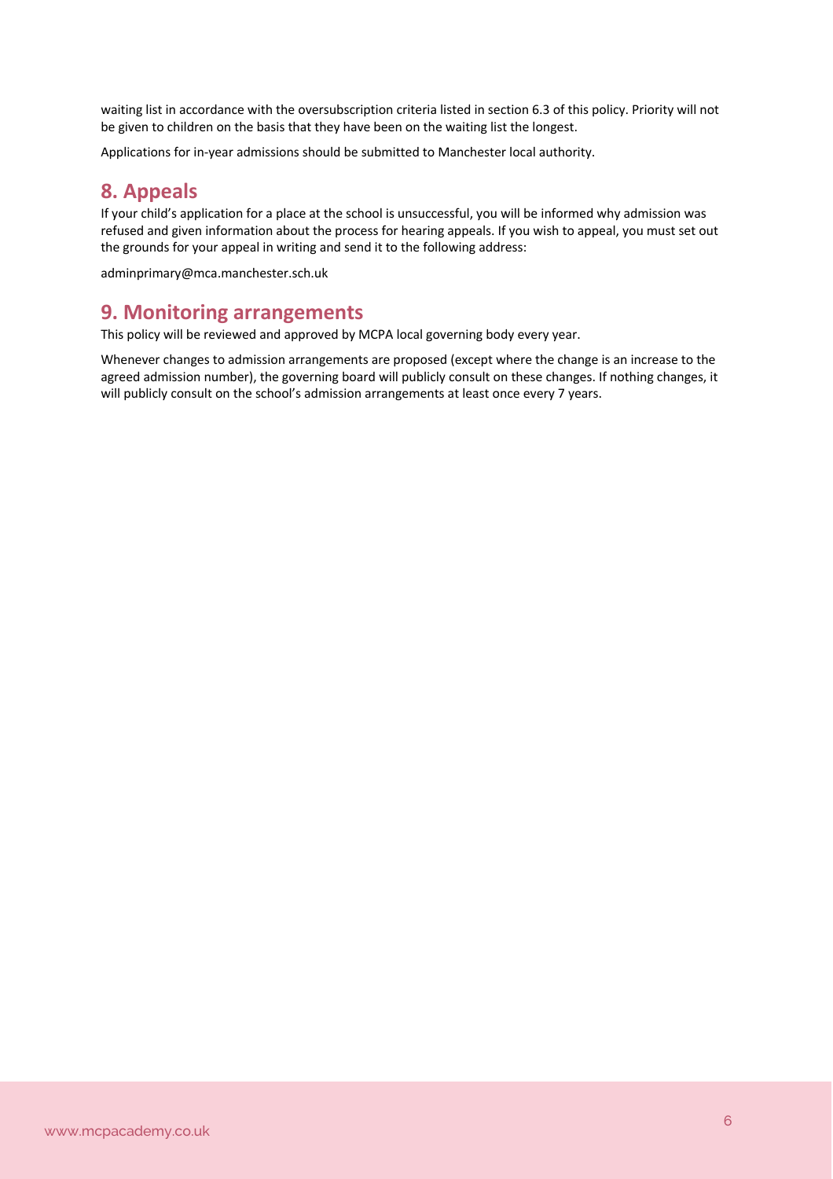waiting list in accordance with the oversubscription criteria listed in section 6.3 of this policy. Priority will not be given to children on the basis that they have been on the waiting list the longest.

Applications for in-year admissions should be submitted to Manchester local authority.

## 8. Appeals

If your child's application for a place at the school is unsuccessful, you will be informed why admission was refused and given information about the process for hearing appeals. If you wish to appeal, you must set out the grounds for your appeal in writing and send it to the following address:

adminprimary@mca.manchester.sch.uk

## 9. Monitoring arrangements

This policy will be reviewed and approved by MCPA local governing body every year.

Whenever changes to admission arrangements are proposed (except where the change is an increase to the agreed admission number), the governing board will publicly consult on these changes. If nothing changes, it will publicly consult on the school's admission arrangements at least once every 7 years.